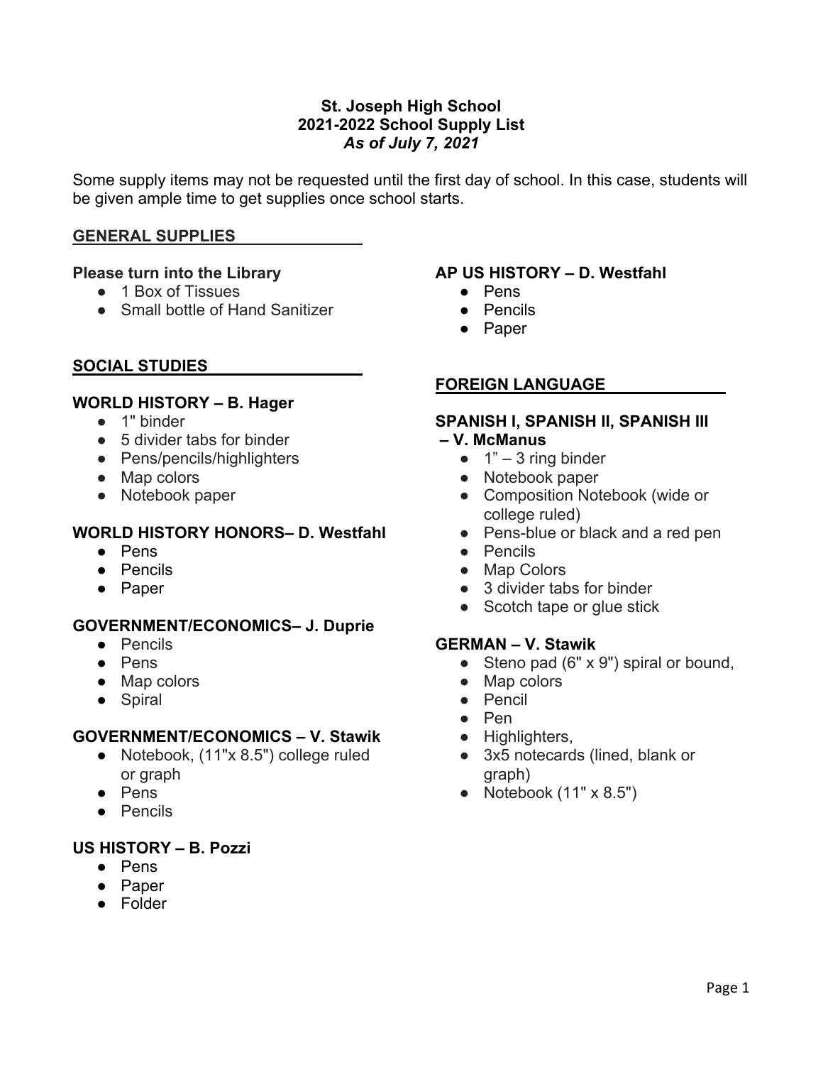**St. Joseph High School**
**2021-2022 School Supply List**
***As of July 7, 2021***

Some supply items may not be requested until the first day of school. In this case, students will be given ample time to get supplies once school starts.

## GENERAL SUPPLIES

### Please turn into the Library

- 1 Box of Tissues
- Small bottle of Hand Sanitizer

## SOCIAL STUDIES

### WORLD HISTORY – B. Hager

- 1" binder
- 5 divider tabs for binder
- Pens/pencils/highlighters
- Map colors
- Notebook paper

### WORLD HISTORY HONORS– D. Westfahl

- Pens
- Pencils
- Paper

### GOVERNMENT/ECONOMICS– J. Duprie

- Pencils
- Pens
- Map colors
- Spiral

### GOVERNMENT/ECONOMICS – V. Stawik

- Notebook, (11"x 8.5") college ruled or graph
- Pens
- Pencils

### US HISTORY – B. Pozzi

- Pens
- Paper
- Folder

### AP US HISTORY – D. Westfahl

- Pens
- Pencils
- Paper

## FOREIGN LANGUAGE

### SPANISH I, SPANISH II, SPANISH III – V. McManus

- 1" – 3 ring binder
- Notebook paper
- Composition Notebook (wide or college ruled)
- Pens-blue or black and a red pen
- Pencils
- Map Colors
- 3 divider tabs for binder
- Scotch tape or glue stick

### GERMAN – V. Stawik

- Steno pad (6" x 9") spiral or bound,
- Map colors
- Pencil
- Pen
- Highlighters,
- 3x5 notecards (lined, blank or graph)
- Notebook (11" x 8.5")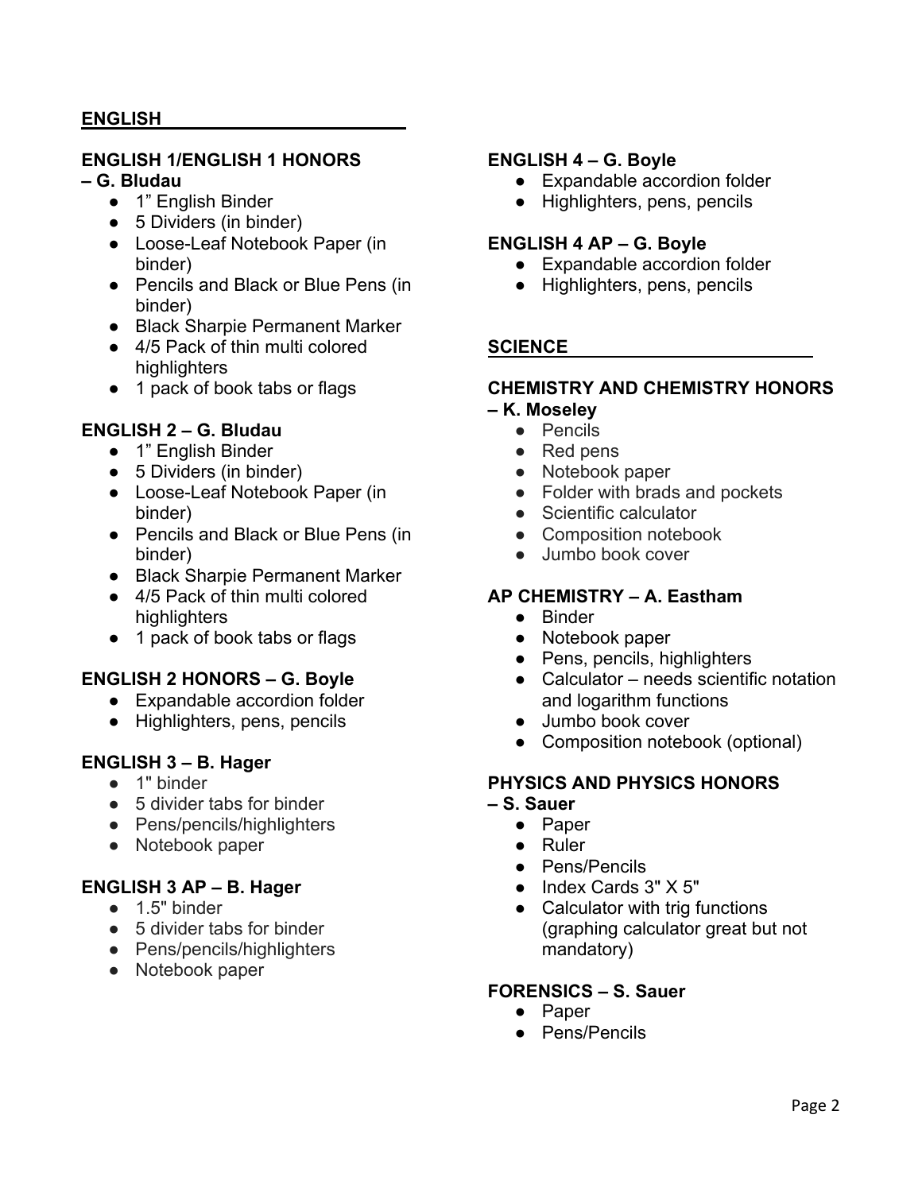## ENGLISH

### ENGLISH 1/ENGLISH 1 HONORS – G. Bludau

- 1" English Binder
- 5 Dividers (in binder)
- Loose-Leaf Notebook Paper (in binder)
- Pencils and Black or Blue Pens (in binder)
- Black Sharpie Permanent Marker
- 4/5 Pack of thin multi colored highlighters
- 1 pack of book tabs or flags

### ENGLISH 2 – G. Bludau

- 1" English Binder
- 5 Dividers (in binder)
- Loose-Leaf Notebook Paper (in binder)
- Pencils and Black or Blue Pens (in binder)
- Black Sharpie Permanent Marker
- 4/5 Pack of thin multi colored highlighters
- 1 pack of book tabs or flags

### ENGLISH 2 HONORS – G. Boyle

- Expandable accordion folder
- Highlighters, pens, pencils

### ENGLISH 3 – B. Hager

- 1" binder
- 5 divider tabs for binder
- Pens/pencils/highlighters
- Notebook paper

### ENGLISH 3 AP – B. Hager

- 1.5" binder
- 5 divider tabs for binder
- Pens/pencils/highlighters
- Notebook paper

### ENGLISH 4 – G. Boyle

- Expandable accordion folder
- Highlighters, pens, pencils

### ENGLISH 4 AP – G. Boyle

- Expandable accordion folder
- Highlighters, pens, pencils

## SCIENCE

### CHEMISTRY AND CHEMISTRY HONORS – K. Moseley

- Pencils
- Red pens
- Notebook paper
- Folder with brads and pockets
- Scientific calculator
- Composition notebook
- Jumbo book cover

### AP CHEMISTRY – A. Eastham

- Binder
- Notebook paper
- Pens, pencils, highlighters
- Calculator – needs scientific notation and logarithm functions
- Jumbo book cover
- Composition notebook (optional)

### PHYSICS AND PHYSICS HONORS – S. Sauer

- Paper
- Ruler
- Pens/Pencils
- Index Cards 3" X 5"
- Calculator with trig functions (graphing calculator great but not mandatory)

### FORENSICS – S. Sauer

- Paper
- Pens/Pencils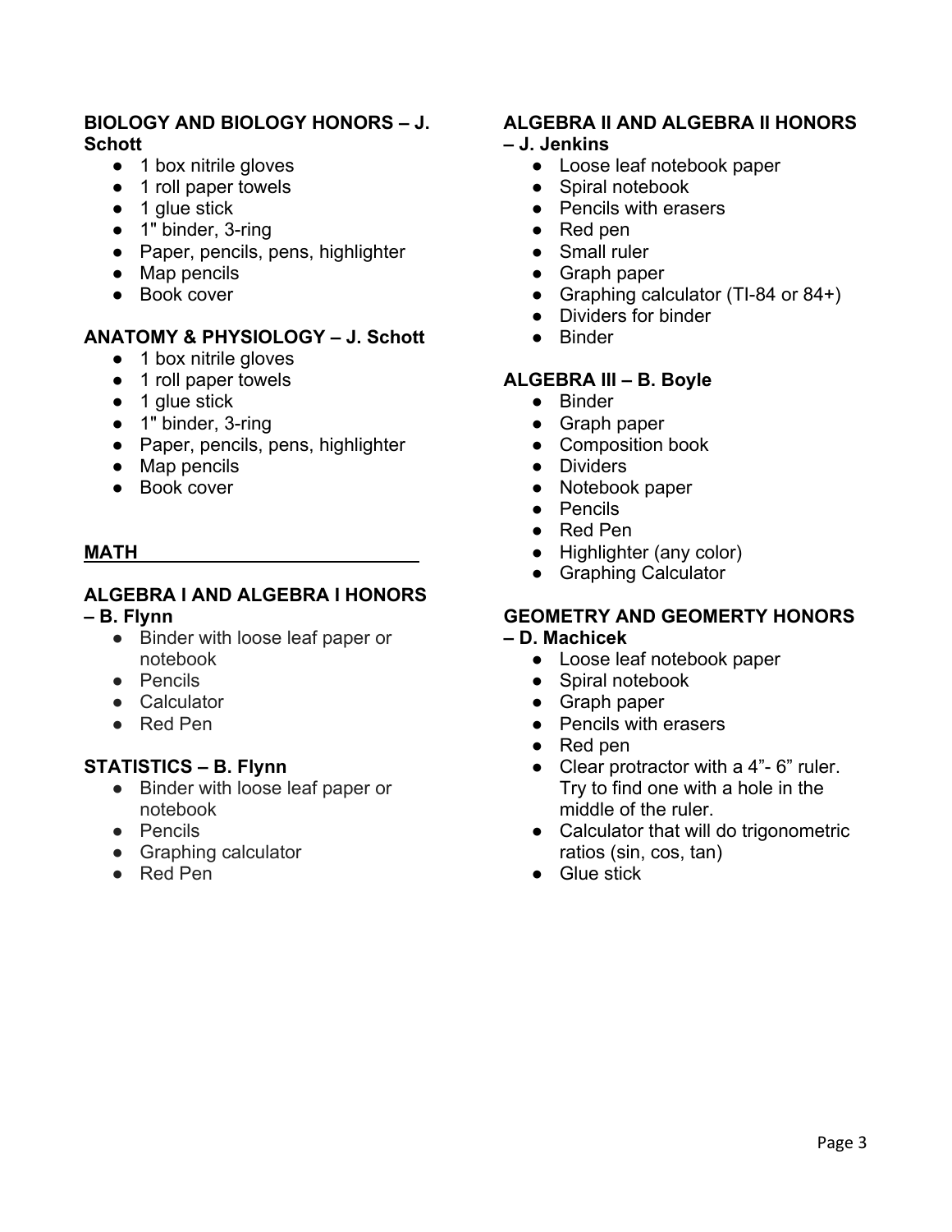**BIOLOGY AND BIOLOGY HONORS – J. Schott**

- 1 box nitrile gloves
- 1 roll paper towels
- 1 glue stick
- 1" binder, 3-ring
- Paper, pencils, pens, highlighter
- Map pencils
- Book cover

**ANATOMY & PHYSIOLOGY – J. Schott**

- 1 box nitrile gloves
- 1 roll paper towels
- 1 glue stick
- 1" binder, 3-ring
- Paper, pencils, pens, highlighter
- Map pencils
- Book cover

## MATH

**ALGEBRA I AND ALGEBRA I HONORS – B. Flynn**

- Binder with loose leaf paper or notebook
- Pencils
- Calculator
- Red Pen

**STATISTICS – B. Flynn**

- Binder with loose leaf paper or notebook
- Pencils
- Graphing calculator
- Red Pen

**ALGEBRA II AND ALGEBRA II HONORS – J. Jenkins**

- Loose leaf notebook paper
- Spiral notebook
- Pencils with erasers
- Red pen
- Small ruler
- Graph paper
- Graphing calculator (TI-84 or 84+)
- Dividers for binder
- Binder

**ALGEBRA III – B. Boyle**

- Binder
- Graph paper
- Composition book
- Dividers
- Notebook paper
- Pencils
- Red Pen
- Highlighter (any color)
- Graphing Calculator

**GEOMETRY AND GEOMERTY HONORS – D. Machicek**

- Loose leaf notebook paper
- Spiral notebook
- Graph paper
- Pencils with erasers
- Red pen
- Clear protractor with a 4"- 6" ruler. Try to find one with a hole in the middle of the ruler.
- Calculator that will do trigonometric ratios (sin, cos, tan)
- Glue stick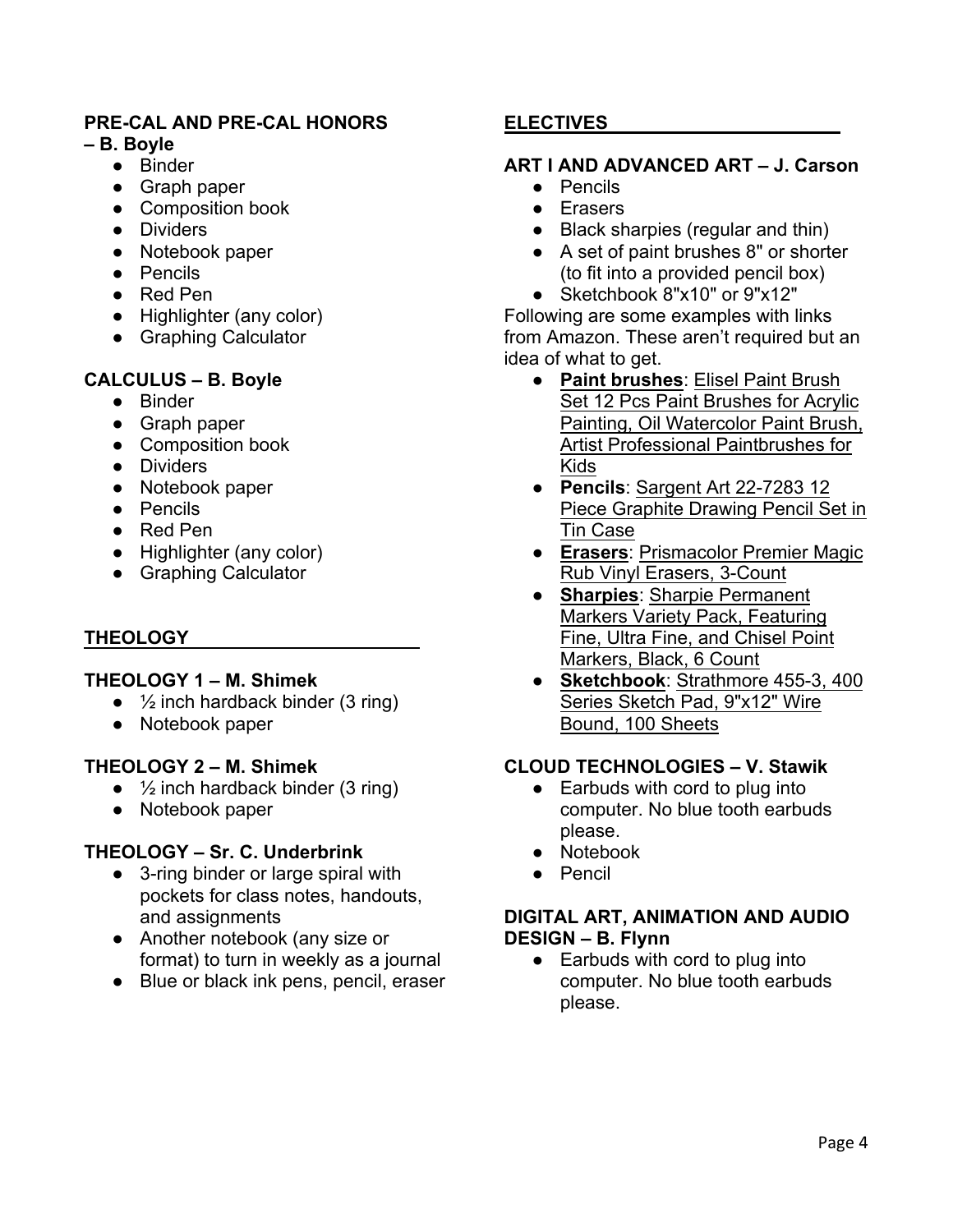**PRE-CAL AND PRE-CAL HONORS – B. Boyle**

- Binder
- Graph paper
- Composition book
- Dividers
- Notebook paper
- Pencils
- Red Pen
- Highlighter (any color)
- Graphing Calculator

**CALCULUS – B. Boyle**

- Binder
- Graph paper
- Composition book
- Dividers
- Notebook paper
- Pencils
- Red Pen
- Highlighter (any color)
- Graphing Calculator

## THEOLOGY

**THEOLOGY 1 – M. Shimek**

- ½ inch hardback binder (3 ring)
- Notebook paper

**THEOLOGY 2 – M. Shimek**

- ½ inch hardback binder (3 ring)
- Notebook paper

**THEOLOGY – Sr. C. Underbrink**

- 3-ring binder or large spiral with pockets for class notes, handouts, and assignments
- Another notebook (any size or format) to turn in weekly as a journal
- Blue or black ink pens, pencil, eraser

## ELECTIVES

**ART I AND ADVANCED ART – J. Carson**

- Pencils
- Erasers
- Black sharpies (regular and thin)
- A set of paint brushes 8" or shorter (to fit into a provided pencil box)
- Sketchbook 8"x10" or 9"x12"

Following are some examples with links from Amazon. These aren't required but an idea of what to get.

- **Paint brushes**: Elisel Paint Brush Set 12 Pcs Paint Brushes for Acrylic Painting, Oil Watercolor Paint Brush, Artist Professional Paintbrushes for Kids
- **Pencils**: Sargent Art 22-7283 12 Piece Graphite Drawing Pencil Set in Tin Case
- **Erasers**: Prismacolor Premier Magic Rub Vinyl Erasers, 3-Count
- **Sharpies**: Sharpie Permanent Markers Variety Pack, Featuring Fine, Ultra Fine, and Chisel Point Markers, Black, 6 Count
- **Sketchbook**: Strathmore 455-3, 400 Series Sketch Pad, 9"x12" Wire Bound, 100 Sheets

**CLOUD TECHNOLOGIES – V. Stawik**

- Earbuds with cord to plug into computer. No blue tooth earbuds please.
- Notebook
- Pencil

**DIGITAL ART, ANIMATION AND AUDIO DESIGN – B. Flynn**

- Earbuds with cord to plug into computer. No blue tooth earbuds please.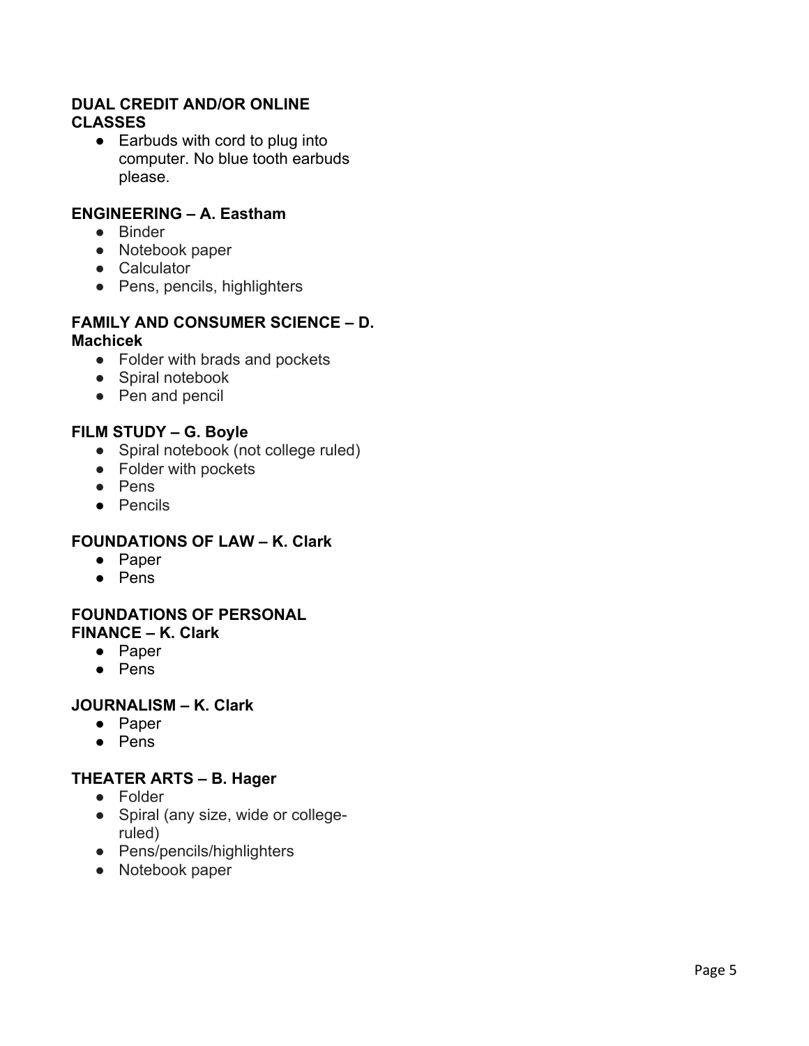**DUAL CREDIT AND/OR ONLINE CLASSES**

- Earbuds with cord to plug into computer. No blue tooth earbuds please.

**ENGINEERING – A. Eastham**

- Binder
- Notebook paper
- Calculator
- Pens, pencils, highlighters

**FAMILY AND CONSUMER SCIENCE – D. Machicek**

- Folder with brads and pockets
- Spiral notebook
- Pen and pencil

**FILM STUDY – G. Boyle**

- Spiral notebook (not college ruled)
- Folder with pockets
- Pens
- Pencils

**FOUNDATIONS OF LAW – K. Clark**

- Paper
- Pens

**FOUNDATIONS OF PERSONAL FINANCE – K. Clark**

- Paper
- Pens

**JOURNALISM – K. Clark**

- Paper
- Pens

**THEATER ARTS – B. Hager**

- Folder
- Spiral (any size, wide or college-ruled)
- Pens/pencils/highlighters
- Notebook paper